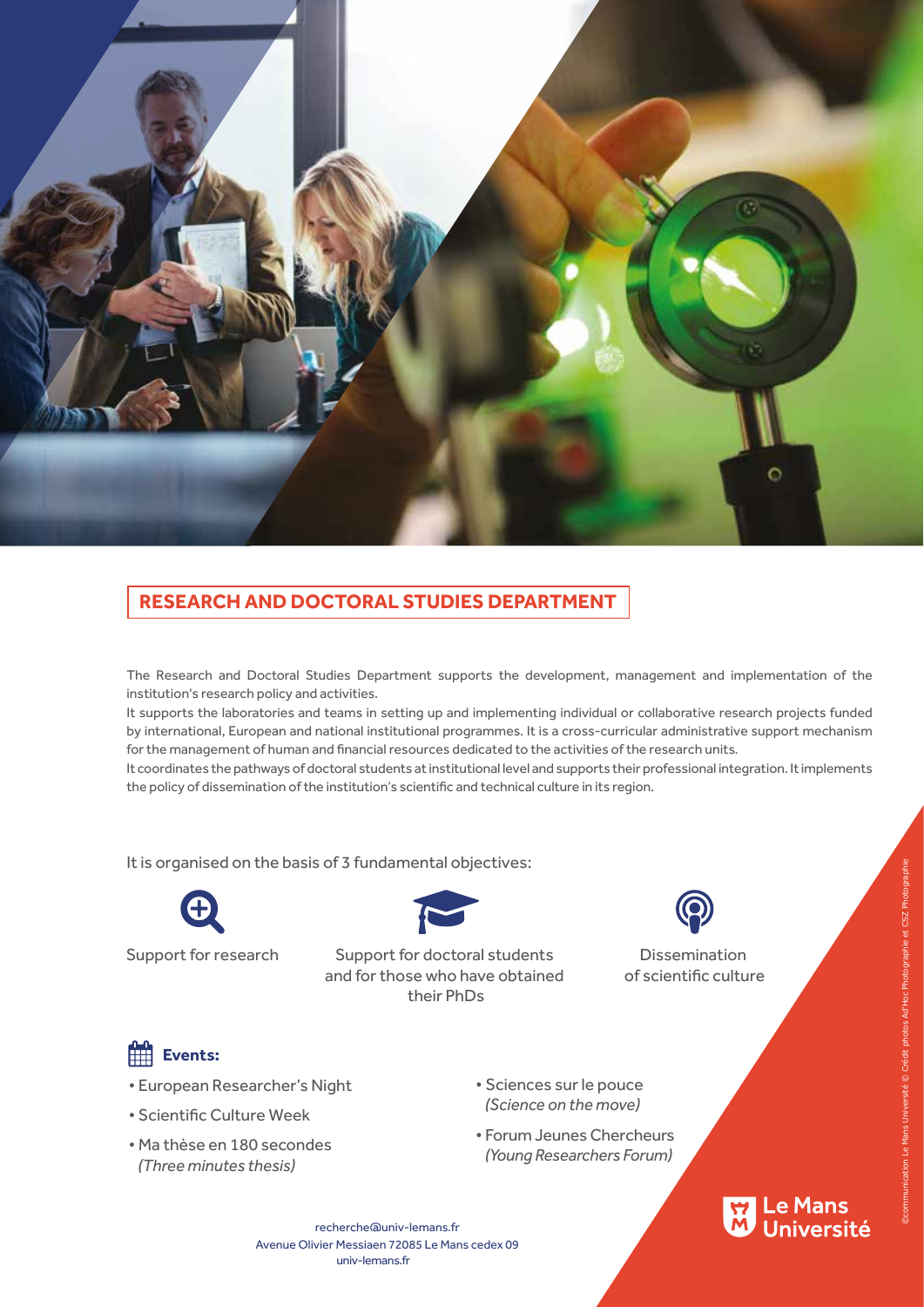## RESEARCH AND DOCTORAL STUDIES DEPARTMENT

The Research and Doctoral Studies Department supports the development, management and implementation of the institution's research policy and activities.

It supports the laboratories and teams in setting up and implementing individual or collaborative research projects funded by international, European and national institutional programmes. It is a cross-curricular administrative support mechanism for the management of human and financial resources dedicated to the activities of the research units.

It coordinates the pathways of doctoral students at institutional level and supports their professional integration. It implements the policy of dissemination of the institution's scientific and technical culture in its region.

It is organised on the basis of 3 fundamental objectives:

- Support for research
- Support for doctoral students and for those who have obtained their PhDs
- Dissemination of scientific culture

### Events:

- European Researcher's Night
- Scientific Culture Week
- Ma thèse en 180 secondes *(Three minutes thesis)*
- Sciences sur le pouce *(Science on the move)*
- Forum Jeunes Chercheurs *(Young Researchers Forum)*

recherche@univ-lemans.fr
Avenue Olivier Messiaen 72085 Le Mans cedex 09
univ-lemans.fr

Le Mans Université

©communication Le Mans Université © Crédit photos Ad'Hoc Photographie et CSZ Photographie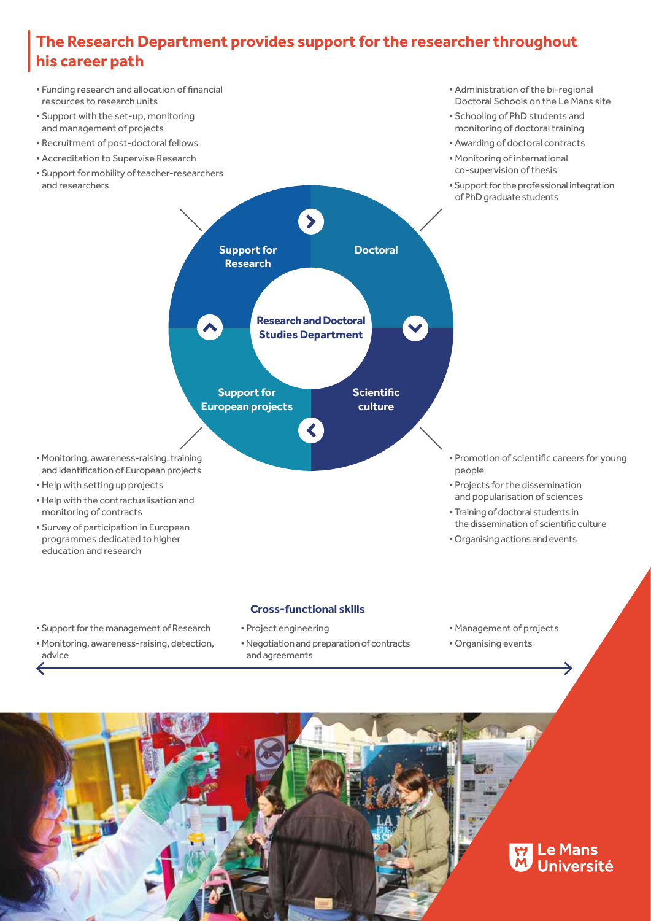## The Research Department provides support for the researcher throughout his career path

### Support for Research

- Funding research and allocation of financial resources to research units
- Support with the set-up, monitoring and management of projects
- Recruitment of post-doctoral fellows
- Accreditation to Supervise Research
- Support for mobility of teacher-researchers and researchers

### Doctoral

- Administration of the bi-regional Doctoral Schools on the Le Mans site
- Schooling of PhD students and monitoring of doctoral training
- Awarding of doctoral contracts
- Monitoring of international co-supervision of thesis
- Support for the professional integration of PhD graduate students

**Research and Doctoral Studies Department**

### Support for European projects

- Monitoring, awareness-raising, training and identification of European projects
- Help with setting up projects
- Help with the contractualisation and monitoring of contracts
- Survey of participation in European programmes dedicated to higher education and research

### Scientific culture

- Promotion of scientific careers for young people
- Projects for the dissemination and popularisation of sciences
- Training of doctoral students in the dissemination of scientific culture
- Organising actions and events

### Cross-functional skills

- Support for the management of Research
- Monitoring, awareness-raising, detection, advice
- Project engineering
- Negotiation and preparation of contracts and agreements
- Management of projects
- Organising events

Le Mans Université